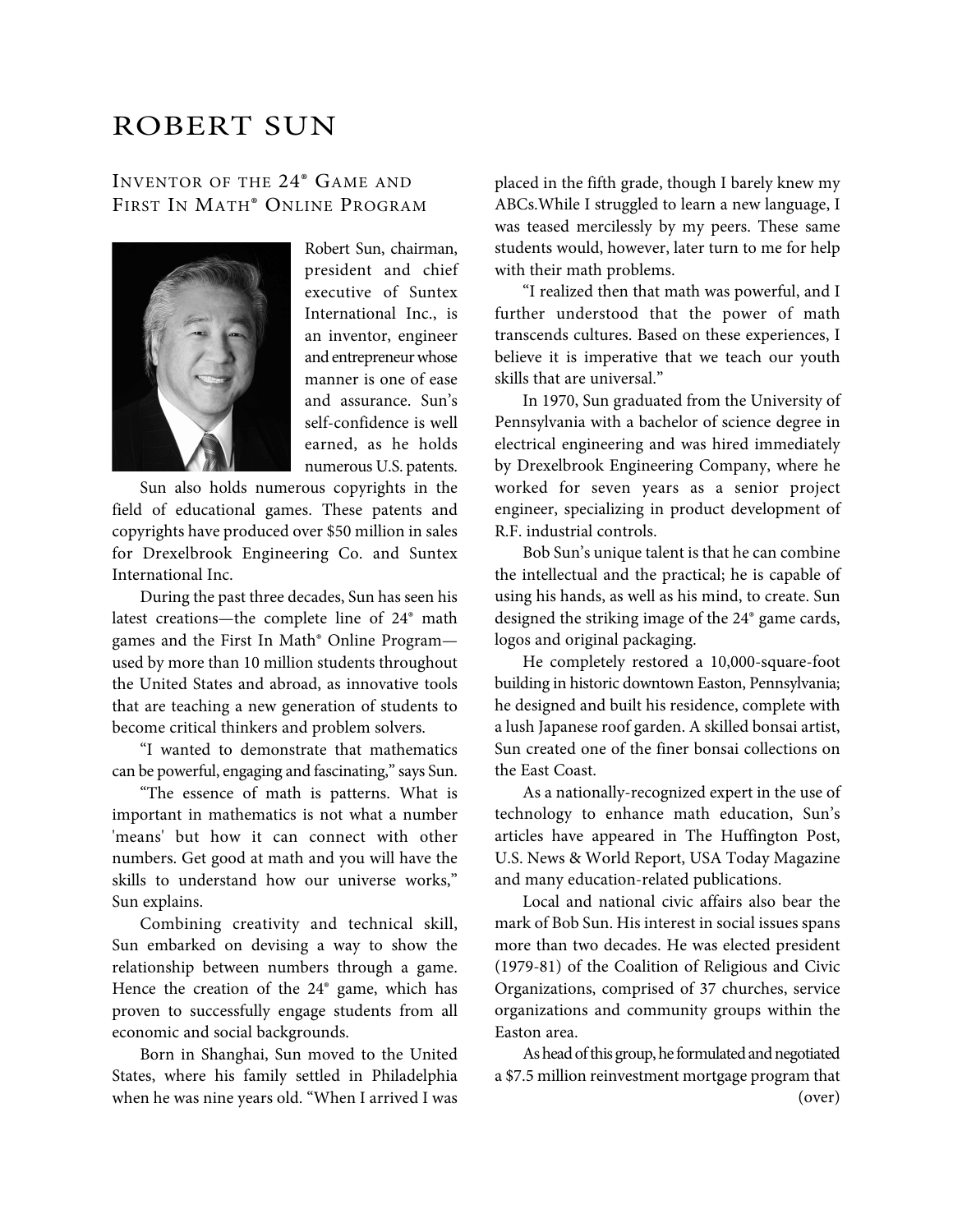# ROBERT SUN

## Inventor of the 24® Game and First In Math® Online Program

Robert Sun, chairman, president and chief executive of Suntex International Inc., is an inventor, engineer and entrepreneur whose manner is one of ease and assurance. Sun's self-confidence is well earned, as he holds numerous U.S. patents.

Sun also holds numerous copyrights in the field of educational games. These patents and copyrights have produced over $50 million in sales for Drexelbrook Engineering Co. and Suntex International Inc.

During the past three decades, Sun has seen his latest creations—the complete line of 24® math games and the First In Math® Online Program—used by more than 10 million students throughout the United States and abroad, as innovative tools that are teaching a new generation of students to become critical thinkers and problem solvers.

"I wanted to demonstrate that mathematics can be powerful, engaging and fascinating," says Sun.

"The essence of math is patterns. What is important in mathematics is not what a number 'means' but how it can connect with other numbers. Get good at math and you will have the skills to understand how our universe works," Sun explains.

Combining creativity and technical skill, Sun embarked on devising a way to show the relationship between numbers through a game. Hence the creation of the 24® game, which has proven to successfully engage students from all economic and social backgrounds.

Born in Shanghai, Sun moved to the United States, where his family settled in Philadelphia when he was nine years old. "When I arrived I was placed in the fifth grade, though I barely knew my ABCs.While I struggled to learn a new language, I was teased mercilessly by my peers. These same students would, however, later turn to me for help with their math problems.

"I realized then that math was powerful, and I further understood that the power of math transcends cultures. Based on these experiences, I believe it is imperative that we teach our youth skills that are universal."

In 1970, Sun graduated from the University of Pennsylvania with a bachelor of science degree in electrical engineering and was hired immediately by Drexelbrook Engineering Company, where he worked for seven years as a senior project engineer, specializing in product development of R.F. industrial controls.

Bob Sun's unique talent is that he can combine the intellectual and the practical; he is capable of using his hands, as well as his mind, to create. Sun designed the striking image of the 24® game cards, logos and original packaging.

He completely restored a 10,000-square-foot building in historic downtown Easton, Pennsylvania; he designed and built his residence, complete with a lush Japanese roof garden. A skilled bonsai artist, Sun created one of the finer bonsai collections on the East Coast.

As a nationally-recognized expert in the use of technology to enhance math education, Sun's articles have appeared in The Huffington Post, U.S. News & World Report, USA Today Magazine and many education-related publications.

Local and national civic affairs also bear the mark of Bob Sun. His interest in social issues spans more than two decades. He was elected president (1979-81) of the Coalition of Religious and Civic Organizations, comprised of 37 churches, service organizations and community groups within the Easton area.

As head of this group, he formulated and negotiated a $7.5 million reinvestment mortgage program that

(over)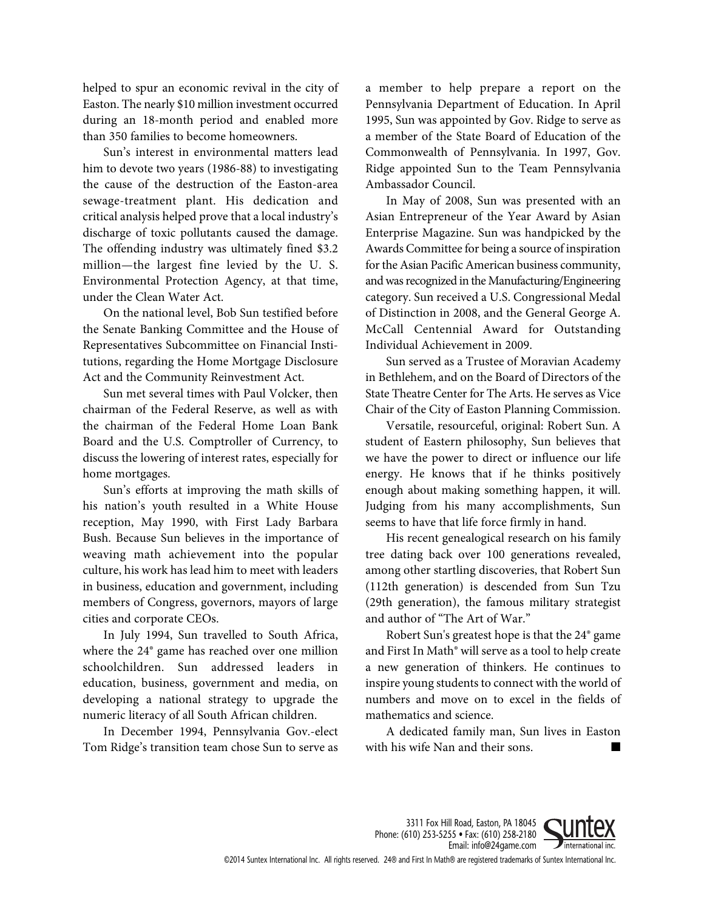helped to spur an economic revival in the city of Easton. The nearly $10 million investment occurred during an 18-month period and enabled more than 350 families to become homeowners.

Sun's interest in environmental matters lead him to devote two years (1986-88) to investigating the cause of the destruction of the Easton-area sewage-treatment plant. His dedication and critical analysis helped prove that a local industry's discharge of toxic pollutants caused the damage. The offending industry was ultimately fined $3.2 million—the largest fine levied by the U. S. Environmental Protection Agency, at that time, under the Clean Water Act.

On the national level, Bob Sun testified before the Senate Banking Committee and the House of Representatives Subcommittee on Financial Institutions, regarding the Home Mortgage Disclosure Act and the Community Reinvestment Act.

Sun met several times with Paul Volcker, then chairman of the Federal Reserve, as well as with the chairman of the Federal Home Loan Bank Board and the U.S. Comptroller of Currency, to discuss the lowering of interest rates, especially for home mortgages.

Sun's efforts at improving the math skills of his nation's youth resulted in a White House reception, May 1990, with First Lady Barbara Bush. Because Sun believes in the importance of weaving math achievement into the popular culture, his work has lead him to meet with leaders in business, education and government, including members of Congress, governors, mayors of large cities and corporate CEOs.

In July 1994, Sun travelled to South Africa, where the 24® game has reached over one million schoolchildren. Sun addressed leaders in education, business, government and media, on developing a national strategy to upgrade the numeric literacy of all South African children.

In December 1994, Pennsylvania Gov.-elect Tom Ridge's transition team chose Sun to serve as a member to help prepare a report on the Pennsylvania Department of Education. In April 1995, Sun was appointed by Gov. Ridge to serve as a member of the State Board of Education of the Commonwealth of Pennsylvania. In 1997, Gov. Ridge appointed Sun to the Team Pennsylvania Ambassador Council.

In May of 2008, Sun was presented with an Asian Entrepreneur of the Year Award by Asian Enterprise Magazine. Sun was handpicked by the Awards Committee for being a source of inspiration for the Asian Pacific American business community, and was recognized in the Manufacturing/Engineering category. Sun received a U.S. Congressional Medal of Distinction in 2008, and the General George A. McCall Centennial Award for Outstanding Individual Achievement in 2009.

Sun served as a Trustee of Moravian Academy in Bethlehem, and on the Board of Directors of the State Theatre Center for The Arts. He serves as Vice Chair of the City of Easton Planning Commission.

Versatile, resourceful, original: Robert Sun. A student of Eastern philosophy, Sun believes that we have the power to direct or influence our life energy. He knows that if he thinks positively enough about making something happen, it will. Judging from his many accomplishments, Sun seems to have that life force firmly in hand.

His recent genealogical research on his family tree dating back over 100 generations revealed, among other startling discoveries, that Robert Sun (112th generation) is descended from Sun Tzu (29th generation), the famous military strategist and author of "The Art of War."

Robert Sun's greatest hope is that the 24® game and First In Math® will serve as a tool to help create a new generation of thinkers. He continues to inspire young students to connect with the world of numbers and move on to excel in the fields of mathematics and science.

A dedicated family man, Sun lives in Easton with his wife Nan and their sons. ■

3311 Fox Hill Road, Easton, PA 18045
Phone: (610) 253-5255 • Fax: (610) 258-2180
Email: info@24game.com

Suntex international inc.

©2014 Suntex International Inc. All rights reserved. 24® and First In Math® are registered trademarks of Suntex International Inc.